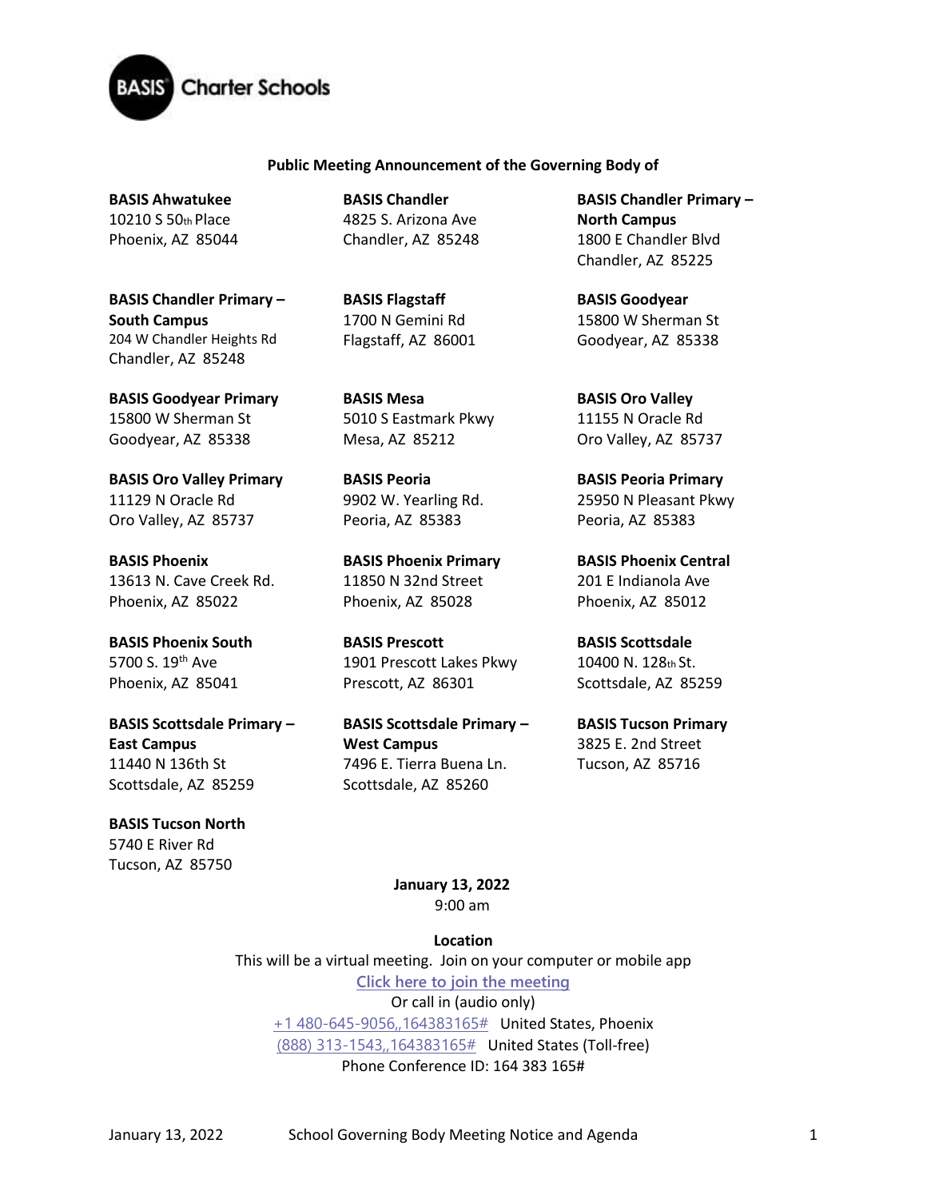BASIS Charter Schools

**Public Meeting Announcement of the Governing Body of**

**BASIS Ahwatukee**
10210 S 50th Place
Phoenix, AZ 85044

**BASIS Chandler**
4825 S. Arizona Ave
Chandler, AZ 85248

**BASIS Chandler Primary – North Campus**
1800 E Chandler Blvd
Chandler, AZ 85225

**BASIS Chandler Primary – South Campus**
204 W Chandler Heights Rd
Chandler, AZ 85248

**BASIS Flagstaff**
1700 N Gemini Rd
Flagstaff, AZ 86001

**BASIS Goodyear**
15800 W Sherman St
Goodyear, AZ 85338

**BASIS Goodyear Primary**
15800 W Sherman St
Goodyear, AZ 85338

**BASIS Mesa**
5010 S Eastmark Pkwy
Mesa, AZ 85212

**BASIS Oro Valley**
11155 N Oracle Rd
Oro Valley, AZ 85737

**BASIS Oro Valley Primary**
11129 N Oracle Rd
Oro Valley, AZ 85737

**BASIS Peoria**
9902 W. Yearling Rd.
Peoria, AZ 85383

**BASIS Peoria Primary**
25950 N Pleasant Pkwy
Peoria, AZ 85383

**BASIS Phoenix**
13613 N. Cave Creek Rd.
Phoenix, AZ 85022

**BASIS Phoenix Primary**
11850 N 32nd Street
Phoenix, AZ 85028

**BASIS Phoenix Central**
201 E Indianola Ave
Phoenix, AZ 85012

**BASIS Phoenix South**
5700 S. 19th Ave
Phoenix, AZ 85041

**BASIS Prescott**
1901 Prescott Lakes Pkwy
Prescott, AZ 86301

**BASIS Scottsdale**
10400 N. 128th St.
Scottsdale, AZ 85259

**BASIS Scottsdale Primary – East Campus**
11440 N 136th St
Scottsdale, AZ 85259

**BASIS Scottsdale Primary – West Campus**
7496 E. Tierra Buena Ln.
Scottsdale, AZ 85260

**BASIS Tucson Primary**
3825 E. 2nd Street
Tucson, AZ 85716

**BASIS Tucson North**
5740 E River Rd
Tucson, AZ 85750

**January 13, 2022**
9:00 am

**Location**
This will be a virtual meeting. Join on your computer or mobile app
Click here to join the meeting
Or call in (audio only)
+1 480-645-9056,,164383165# United States, Phoenix
(888) 313-1543,,164383165# United States (Toll-free)
Phone Conference ID: 164 383 165#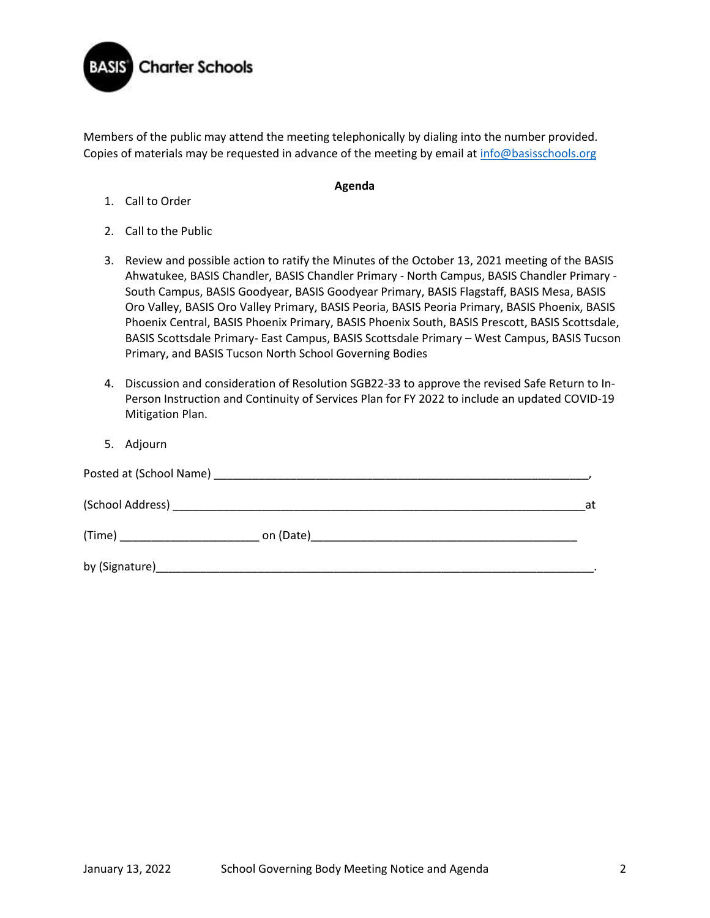Members of the public may attend the meeting telephonically by dialing into the number provided. Copies of materials may be requested in advance of the meeting by email at info@basisschools.org

**Agenda**

1. Call to Order

2. Call to the Public

3. Review and possible action to ratify the Minutes of the October 13, 2021 meeting of the BASIS Ahwatukee, BASIS Chandler, BASIS Chandler Primary - North Campus, BASIS Chandler Primary - South Campus, BASIS Goodyear, BASIS Goodyear Primary, BASIS Flagstaff, BASIS Mesa, BASIS Oro Valley, BASIS Oro Valley Primary, BASIS Peoria, BASIS Peoria Primary, BASIS Phoenix, BASIS Phoenix Central, BASIS Phoenix Primary, BASIS Phoenix South, BASIS Prescott, BASIS Scottsdale, BASIS Scottsdale Primary- East Campus, BASIS Scottsdale Primary – West Campus, BASIS Tucson Primary, and BASIS Tucson North School Governing Bodies

4. Discussion and consideration of Resolution SGB22-33 to approve the revised Safe Return to In-Person Instruction and Continuity of Services Plan for FY 2022 to include an updated COVID-19 Mitigation Plan.

5. Adjourn

Posted at (School Name) ____________________________________________________________,

(School Address) __________________________________________________________________at

(Time) ______________________ on (Date)___________________________________________

by (Signature)______________________________________________________________________.